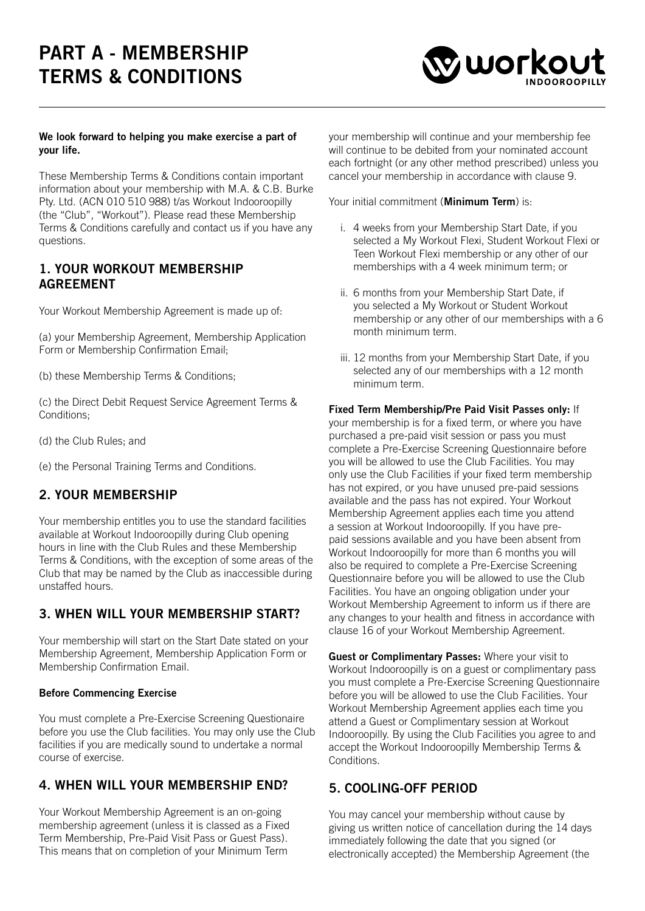# PART A - MEMBERSHIP TERMS & CONDITIONS

**We look forward to helping you make exercise a part of your life.**

These Membership Terms & Conditions contain important information about your membership with M.A. & C.B. Burke Pty. Ltd. (ACN 010 510 988) t/as Workout Indooroopilly (the "Club", "Workout"). Please read these Membership Terms & Conditions carefully and contact us if you have any questions.

## 1. YOUR WORKOUT MEMBERSHIP AGREEMENT

Your Workout Membership Agreement is made up of:

(a) your Membership Agreement, Membership Application Form or Membership Confirmation Email;

(b) these Membership Terms & Conditions;

(c) the Direct Debit Request Service Agreement Terms & Conditions;

(d) the Club Rules; and

(e) the Personal Training Terms and Conditions.

## 2. YOUR MEMBERSHIP

Your membership entitles you to use the standard facilities available at Workout Indooroopilly during Club opening hours in line with the Club Rules and these Membership Terms & Conditions, with the exception of some areas of the Club that may be named by the Club as inaccessible during unstaffed hours.

## 3. WHEN WILL YOUR MEMBERSHIP START?

Your membership will start on the Start Date stated on your Membership Agreement, Membership Application Form or Membership Confirmation Email.

### Before Commencing Exercise

You must complete a Pre-Exercise Screening Questionaire before you use the Club facilities. You may only use the Club facilities if you are medically sound to undertake a normal course of exercise.

## 4. WHEN WILL YOUR MEMBERSHIP END?

Your Workout Membership Agreement is an on-going membership agreement (unless it is classed as a Fixed Term Membership, Pre-Paid Visit Pass or Guest Pass). This means that on completion of your Minimum Term your membership will continue and your membership fee will continue to be debited from your nominated account each fortnight (or any other method prescribed) unless you cancel your membership in accordance with clause 9.

Your initial commitment (**Minimum Term**) is:

i. 4 weeks from your Membership Start Date, if you selected a My Workout Flexi, Student Workout Flexi or Teen Workout Flexi membership or any other of our memberships with a 4 week minimum term; or

ii. 6 months from your Membership Start Date, if you selected a My Workout or Student Workout membership or any other of our memberships with a 6 month minimum term.

iii. 12 months from your Membership Start Date, if you selected any of our memberships with a 12 month minimum term.

**Fixed Term Membership/Pre Paid Visit Passes only:** If your membership is for a fixed term, or where you have purchased a pre-paid visit session or pass you must complete a Pre-Exercise Screening Questionnaire before you will be allowed to use the Club Facilities. You may only use the Club Facilities if your fixed term membership has not expired, or you have unused pre-paid sessions available and the pass has not expired. Your Workout Membership Agreement applies each time you attend a session at Workout Indooroopilly. If you have pre-paid sessions available and you have been absent from Workout Indooroopilly for more than 6 months you will also be required to complete a Pre-Exercise Screening Questionnaire before you will be allowed to use the Club Facilities. You have an ongoing obligation under your Workout Membership Agreement to inform us if there are any changes to your health and fitness in accordance with clause 16 of your Workout Membership Agreement.

**Guest or Complimentary Passes:** Where your visit to Workout Indooroopilly is on a guest or complimentary pass you must complete a Pre-Exercise Screening Questionnaire before you will be allowed to use the Club Facilities. Your Workout Membership Agreement applies each time you attend a Guest or Complimentary session at Workout Indooroopilly. By using the Club Facilities you agree to and accept the Workout Indooroopilly Membership Terms & Conditions.

## 5. COOLING-OFF PERIOD

You may cancel your membership without cause by giving us written notice of cancellation during the 14 days immediately following the date that you signed (or electronically accepted) the Membership Agreement (the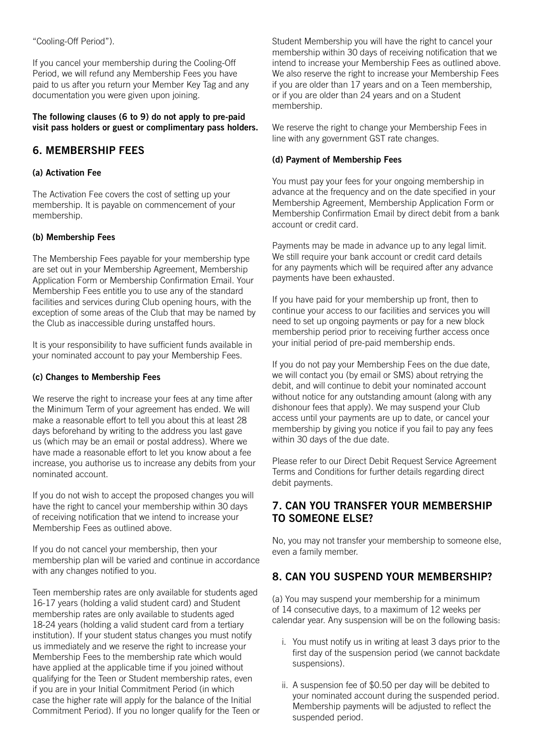"Cooling-Off Period").

If you cancel your membership during the Cooling-Off Period, we will refund any Membership Fees you have paid to us after you return your Member Key Tag and any documentation you were given upon joining.

**The following clauses (6 to 9) do not apply to pre-paid visit pass holders or guest or complimentary pass holders.**

## 6. MEMBERSHIP FEES

### (a) Activation Fee

The Activation Fee covers the cost of setting up your membership. It is payable on commencement of your membership.

### (b) Membership Fees

The Membership Fees payable for your membership type are set out in your Membership Agreement, Membership Application Form or Membership Confirmation Email. Your Membership Fees entitle you to use any of the standard facilities and services during Club opening hours, with the exception of some areas of the Club that may be named by the Club as inaccessible during unstaffed hours.

It is your responsibility to have sufficient funds available in your nominated account to pay your Membership Fees.

### (c) Changes to Membership Fees

We reserve the right to increase your fees at any time after the Minimum Term of your agreement has ended. We will make a reasonable effort to tell you about this at least 28 days beforehand by writing to the address you last gave us (which may be an email or postal address). Where we have made a reasonable effort to let you know about a fee increase, you authorise us to increase any debits from your nominated account.

If you do not wish to accept the proposed changes you will have the right to cancel your membership within 30 days of receiving notification that we intend to increase your Membership Fees as outlined above.

If you do not cancel your membership, then your membership plan will be varied and continue in accordance with any changes notified to you.

Teen membership rates are only available for students aged 16-17 years (holding a valid student card) and Student membership rates are only available to students aged 18-24 years (holding a valid student card from a tertiary institution). If your student status changes you must notify us immediately and we reserve the right to increase your Membership Fees to the membership rate which would have applied at the applicable time if you joined without qualifying for the Teen or Student membership rates, even if you are in your Initial Commitment Period (in which case the higher rate will apply for the balance of the Initial Commitment Period). If you no longer qualify for the Teen or Student Membership you will have the right to cancel your membership within 30 days of receiving notification that we intend to increase your Membership Fees as outlined above. We also reserve the right to increase your Membership Fees if you are older than 17 years and on a Teen membership, or if you are older than 24 years and on a Student membership.

We reserve the right to change your Membership Fees in line with any government GST rate changes.

### (d) Payment of Membership Fees

You must pay your fees for your ongoing membership in advance at the frequency and on the date specified in your Membership Agreement, Membership Application Form or Membership Confirmation Email by direct debit from a bank account or credit card.

Payments may be made in advance up to any legal limit. We still require your bank account or credit card details for any payments which will be required after any advance payments have been exhausted.

If you have paid for your membership up front, then to continue your access to our facilities and services you will need to set up ongoing payments or pay for a new block membership period prior to receiving further access once your initial period of pre-paid membership ends.

If you do not pay your Membership Fees on the due date, we will contact you (by email or SMS) about retrying the debit, and will continue to debit your nominated account without notice for any outstanding amount (along with any dishonour fees that apply). We may suspend your Club access until your payments are up to date, or cancel your membership by giving you notice if you fail to pay any fees within 30 days of the due date.

Please refer to our Direct Debit Request Service Agreement Terms and Conditions for further details regarding direct debit payments.

## 7. CAN YOU TRANSFER YOUR MEMBERSHIP TO SOMEONE ELSE?

No, you may not transfer your membership to someone else, even a family member.

## 8. CAN YOU SUSPEND YOUR MEMBERSHIP?

(a) You may suspend your membership for a minimum of 14 consecutive days, to a maximum of 12 weeks per calendar year. Any suspension will be on the following basis:

i. You must notify us in writing at least 3 days prior to the first day of the suspension period (we cannot backdate suspensions).

ii. A suspension fee of $0.50 per day will be debited to your nominated account during the suspended period. Membership payments will be adjusted to reflect the suspended period.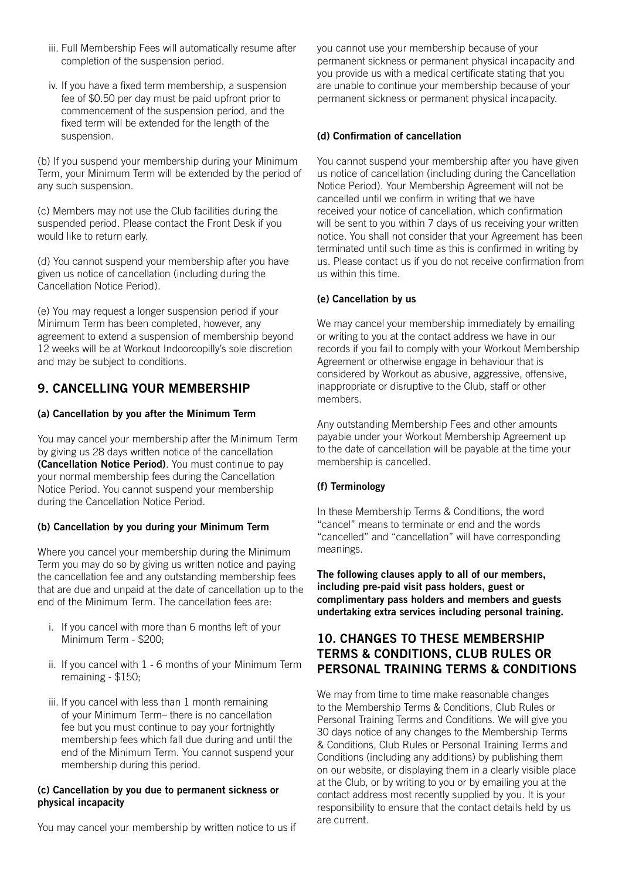iii. Full Membership Fees will automatically resume after completion of the suspension period.

iv. If you have a fixed term membership, a suspension fee of $0.50 per day must be paid upfront prior to commencement of the suspension period, and the fixed term will be extended for the length of the suspension.

(b) If you suspend your membership during your Minimum Term, your Minimum Term will be extended by the period of any such suspension.

(c) Members may not use the Club facilities during the suspended period. Please contact the Front Desk if you would like to return early.

(d) You cannot suspend your membership after you have given us notice of cancellation (including during the Cancellation Notice Period).

(e) You may request a longer suspension period if your Minimum Term has been completed, however, any agreement to extend a suspension of membership beyond 12 weeks will be at Workout Indooroopilly's sole discretion and may be subject to conditions.

## 9. CANCELLING YOUR MEMBERSHIP

#### (a) Cancellation by you after the Minimum Term

You may cancel your membership after the Minimum Term by giving us 28 days written notice of the cancellation **(Cancellation Notice Period)**. You must continue to pay your normal membership fees during the Cancellation Notice Period. You cannot suspend your membership during the Cancellation Notice Period.

#### (b) Cancellation by you during your Minimum Term

Where you cancel your membership during the Minimum Term you may do so by giving us written notice and paying the cancellation fee and any outstanding membership fees that are due and unpaid at the date of cancellation up to the end of the Minimum Term. The cancellation fees are:

i. If you cancel with more than 6 months left of your Minimum Term - $200;

ii. If you cancel with 1 - 6 months of your Minimum Term remaining - $150;

iii. If you cancel with less than 1 month remaining of your Minimum Term– there is no cancellation fee but you must continue to pay your fortnightly membership fees which fall due during and until the end of the Minimum Term. You cannot suspend your membership during this period.

#### (c) Cancellation by you due to permanent sickness or physical incapacity

You may cancel your membership by written notice to us if you cannot use your membership because of your permanent sickness or permanent physical incapacity and you provide us with a medical certificate stating that you are unable to continue your membership because of your permanent sickness or permanent physical incapacity.

#### (d) Confirmation of cancellation

You cannot suspend your membership after you have given us notice of cancellation (including during the Cancellation Notice Period). Your Membership Agreement will not be cancelled until we confirm in writing that we have received your notice of cancellation, which confirmation will be sent to you within 7 days of us receiving your written notice. You shall not consider that your Agreement has been terminated until such time as this is confirmed in writing by us. Please contact us if you do not receive confirmation from us within this time.

#### (e) Cancellation by us

We may cancel your membership immediately by emailing or writing to you at the contact address we have in our records if you fail to comply with your Workout Membership Agreement or otherwise engage in behaviour that is considered by Workout as abusive, aggressive, offensive, inappropriate or disruptive to the Club, staff or other members.

Any outstanding Membership Fees and other amounts payable under your Workout Membership Agreement up to the date of cancellation will be payable at the time your membership is cancelled.

#### (f) Terminology

In these Membership Terms & Conditions, the word "cancel" means to terminate or end and the words "cancelled" and "cancellation" will have corresponding meanings.

**The following clauses apply to all of our members, including pre-paid visit pass holders, guest or complimentary pass holders and members and guests undertaking extra services including personal training.**

## 10. CHANGES TO THESE MEMBERSHIP TERMS & CONDITIONS, CLUB RULES OR PERSONAL TRAINING TERMS & CONDITIONS

We may from time to time make reasonable changes to the Membership Terms & Conditions, Club Rules or Personal Training Terms and Conditions. We will give you 30 days notice of any changes to the Membership Terms & Conditions, Club Rules or Personal Training Terms and Conditions (including any additions) by publishing them on our website, or displaying them in a clearly visible place at the Club, or by writing to you or by emailing you at the contact address most recently supplied by you. It is your responsibility to ensure that the contact details held by us are current.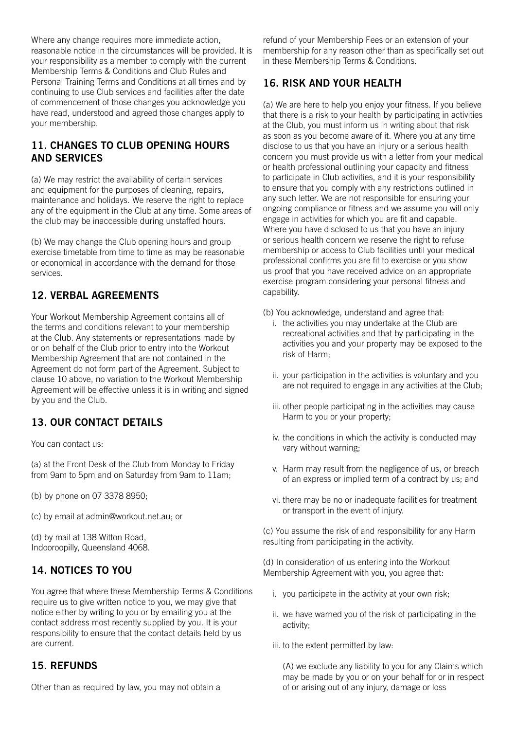Where any change requires more immediate action, reasonable notice in the circumstances will be provided. It is your responsibility as a member to comply with the current Membership Terms & Conditions and Club Rules and Personal Training Terms and Conditions at all times and by continuing to use Club services and facilities after the date of commencement of those changes you acknowledge you have read, understood and agreed those changes apply to your membership.

## 11. CHANGES TO CLUB OPENING HOURS AND SERVICES

(a) We may restrict the availability of certain services and equipment for the purposes of cleaning, repairs, maintenance and holidays. We reserve the right to replace any of the equipment in the Club at any time. Some areas of the club may be inaccessible during unstaffed hours.

(b) We may change the Club opening hours and group exercise timetable from time to time as may be reasonable or economical in accordance with the demand for those services.

## 12. VERBAL AGREEMENTS

Your Workout Membership Agreement contains all of the terms and conditions relevant to your membership at the Club. Any statements or representations made by or on behalf of the Club prior to entry into the Workout Membership Agreement that are not contained in the Agreement do not form part of the Agreement. Subject to clause 10 above, no variation to the Workout Membership Agreement will be effective unless it is in writing and signed by you and the Club.

## 13. OUR CONTACT DETAILS

You can contact us:

(a) at the Front Desk of the Club from Monday to Friday from 9am to 5pm and on Saturday from 9am to 11am;

(b) by phone on 07 3378 8950;

(c) by email at admin@workout.net.au; or

(d) by mail at 138 Witton Road,
Indooroopilly, Queensland 4068.

## 14. NOTICES TO YOU

You agree that where these Membership Terms & Conditions require us to give written notice to you, we may give that notice either by writing to you or by emailing you at the contact address most recently supplied by you. It is your responsibility to ensure that the contact details held by us are current.

## 15. REFUNDS

Other than as required by law, you may not obtain a refund of your Membership Fees or an extension of your membership for any reason other than as specifically set out in these Membership Terms & Conditions.

## 16. RISK AND YOUR HEALTH

(a) We are here to help you enjoy your fitness. If you believe that there is a risk to your health by participating in activities at the Club, you must inform us in writing about that risk as soon as you become aware of it. Where you at any time disclose to us that you have an injury or a serious health concern you must provide us with a letter from your medical or health professional outlining your capacity and fitness to participate in Club activities, and it is your responsibility to ensure that you comply with any restrictions outlined in any such letter. We are not responsible for ensuring your ongoing compliance or fitness and we assume you will only engage in activities for which you are fit and capable. Where you have disclosed to us that you have an injury or serious health concern we reserve the right to refuse membership or access to Club facilities until your medical professional confirms you are fit to exercise or you show us proof that you have received advice on an appropriate exercise program considering your personal fitness and capability.

(b) You acknowledge, understand and agree that:

i. the activities you may undertake at the Club are recreational activities and that by participating in the activities you and your property may be exposed to the risk of Harm;

ii. your participation in the activities is voluntary and you are not required to engage in any activities at the Club;

iii. other people participating in the activities may cause Harm to you or your property;

iv. the conditions in which the activity is conducted may vary without warning;

v. Harm may result from the negligence of us, or breach of an express or implied term of a contract by us; and

vi. there may be no or inadequate facilities for treatment or transport in the event of injury.

(c) You assume the risk of and responsibility for any Harm resulting from participating in the activity.

(d) In consideration of us entering into the Workout Membership Agreement with you, you agree that:

i. you participate in the activity at your own risk;

ii. we have warned you of the risk of participating in the activity;

iii. to the extent permitted by law:

(A) we exclude any liability to you for any Claims which may be made by you or on your behalf for or in respect of or arising out of any injury, damage or loss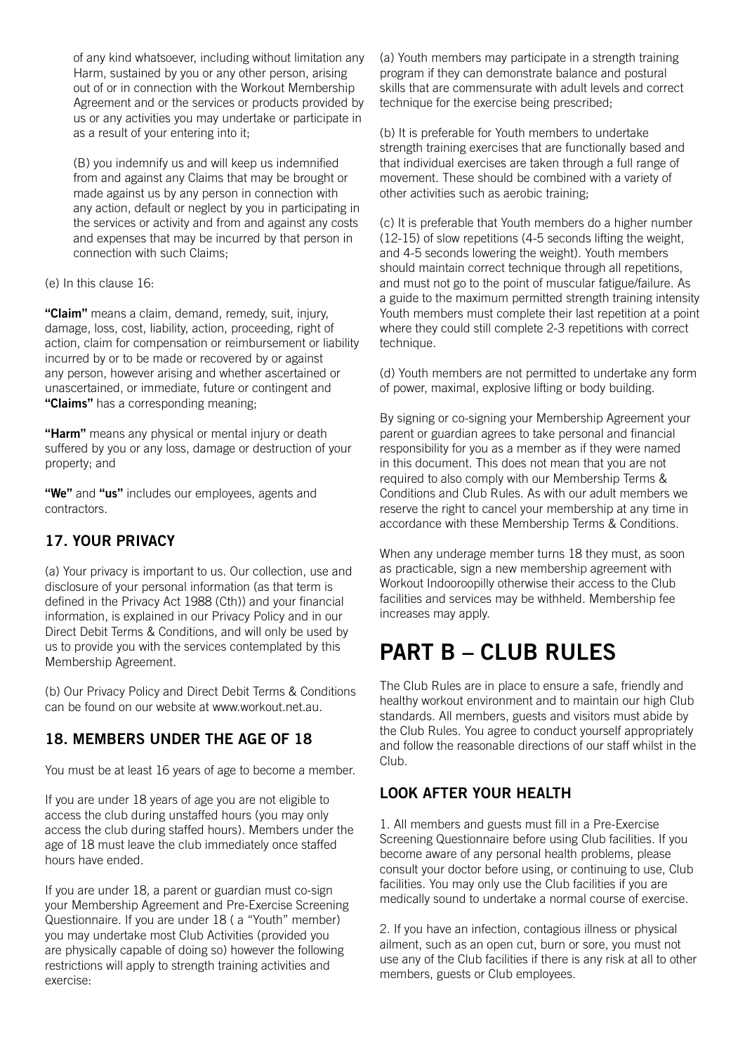of any kind whatsoever, including without limitation any Harm, sustained by you or any other person, arising out of or in connection with the Workout Membership Agreement and or the services or products provided by us or any activities you may undertake or participate in as a result of your entering into it;

(B) you indemnify us and will keep us indemnified from and against any Claims that may be brought or made against us by any person in connection with any action, default or neglect by you in participating in the services or activity and from and against any costs and expenses that may be incurred by that person in connection with such Claims;

(e) In this clause 16:

**"Claim"** means a claim, demand, remedy, suit, injury, damage, loss, cost, liability, action, proceeding, right of action, claim for compensation or reimbursement or liability incurred by or to be made or recovered by or against any person, however arising and whether ascertained or unascertained, or immediate, future or contingent and **"Claims"** has a corresponding meaning;

**"Harm"** means any physical or mental injury or death suffered by you or any loss, damage or destruction of your property; and

**"We"** and **"us"** includes our employees, agents and contractors.

### 17. YOUR PRIVACY

(a) Your privacy is important to us. Our collection, use and disclosure of your personal information (as that term is defined in the Privacy Act 1988 (Cth)) and your financial information, is explained in our Privacy Policy and in our Direct Debit Terms & Conditions, and will only be used by us to provide you with the services contemplated by this Membership Agreement.

(b) Our Privacy Policy and Direct Debit Terms & Conditions can be found on our website at www.workout.net.au.

### 18. MEMBERS UNDER THE AGE OF 18

You must be at least 16 years of age to become a member.

If you are under 18 years of age you are not eligible to access the club during unstaffed hours (you may only access the club during staffed hours). Members under the age of 18 must leave the club immediately once staffed hours have ended.

If you are under 18, a parent or guardian must co-sign your Membership Agreement and Pre-Exercise Screening Questionnaire. If you are under 18 ( a "Youth" member) you may undertake most Club Activities (provided you are physically capable of doing so) however the following restrictions will apply to strength training activities and exercise:

(a) Youth members may participate in a strength training program if they can demonstrate balance and postural skills that are commensurate with adult levels and correct technique for the exercise being prescribed;

(b) It is preferable for Youth members to undertake strength training exercises that are functionally based and that individual exercises are taken through a full range of movement. These should be combined with a variety of other activities such as aerobic training;

(c) It is preferable that Youth members do a higher number (12-15) of slow repetitions (4-5 seconds lifting the weight, and 4-5 seconds lowering the weight). Youth members should maintain correct technique through all repetitions, and must not go to the point of muscular fatigue/failure. As a guide to the maximum permitted strength training intensity Youth members must complete their last repetition at a point where they could still complete 2-3 repetitions with correct technique.

(d) Youth members are not permitted to undertake any form of power, maximal, explosive lifting or body building.

By signing or co-signing your Membership Agreement your parent or guardian agrees to take personal and financial responsibility for you as a member as if they were named in this document. This does not mean that you are not required to also comply with our Membership Terms & Conditions and Club Rules. As with our adult members we reserve the right to cancel your membership at any time in accordance with these Membership Terms & Conditions.

When any underage member turns 18 they must, as soon as practicable, sign a new membership agreement with Workout Indooroopilly otherwise their access to the Club facilities and services may be withheld. Membership fee increases may apply.

# PART B – CLUB RULES

The Club Rules are in place to ensure a safe, friendly and healthy workout environment and to maintain our high Club standards. All members, guests and visitors must abide by the Club Rules. You agree to conduct yourself appropriately and follow the reasonable directions of our staff whilst in the Club.

### LOOK AFTER YOUR HEALTH

1. All members and guests must fill in a Pre-Exercise Screening Questionnaire before using Club facilities. If you become aware of any personal health problems, please consult your doctor before using, or continuing to use, Club facilities. You may only use the Club facilities if you are medically sound to undertake a normal course of exercise.

2. If you have an infection, contagious illness or physical ailment, such as an open cut, burn or sore, you must not use any of the Club facilities if there is any risk at all to other members, guests or Club employees.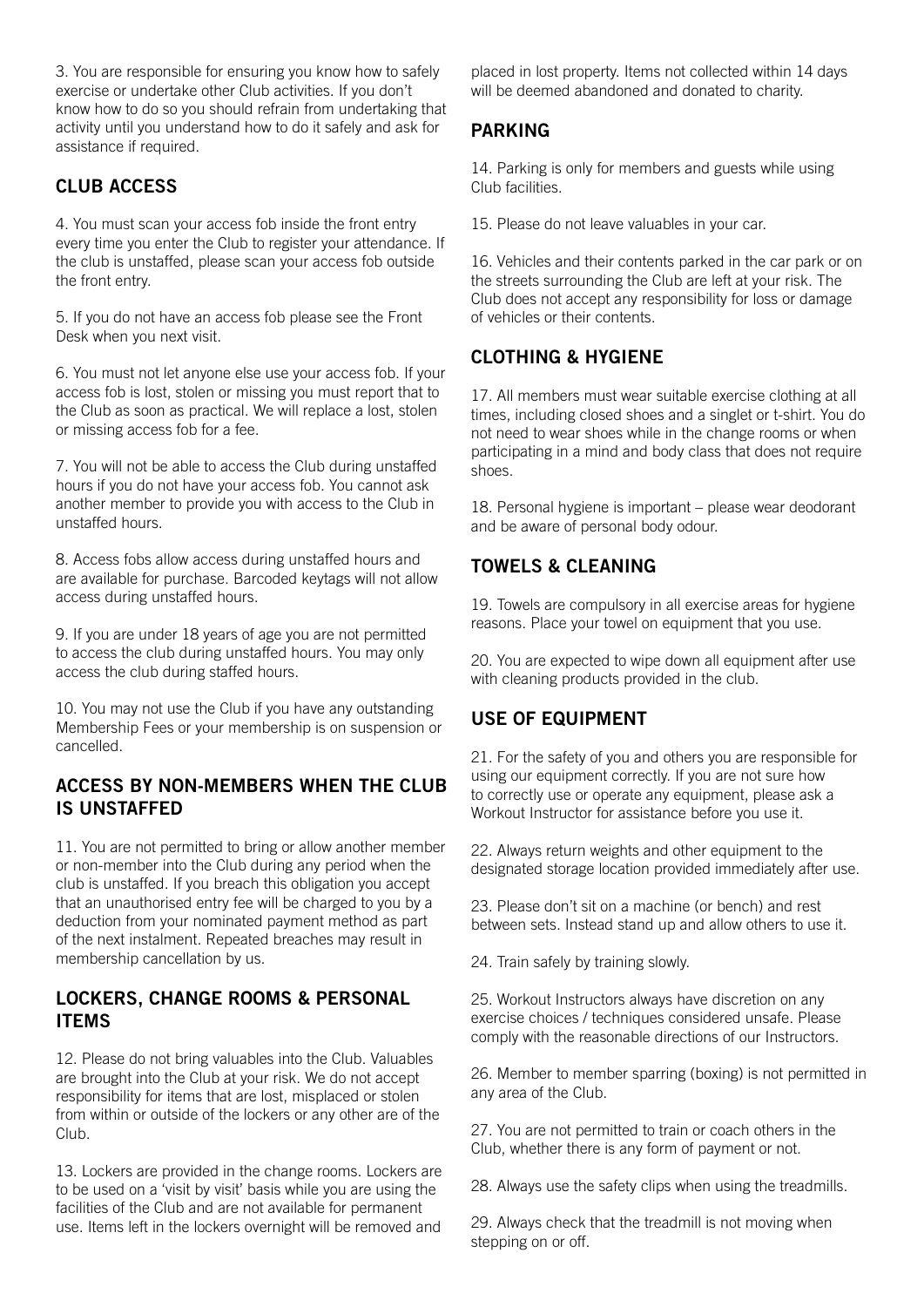3. You are responsible for ensuring you know how to safely exercise or undertake other Club activities. If you don't know how to do so you should refrain from undertaking that activity until you understand how to do it safely and ask for assistance if required.

## CLUB ACCESS

4. You must scan your access fob inside the front entry every time you enter the Club to register your attendance. If the club is unstaffed, please scan your access fob outside the front entry.

5. If you do not have an access fob please see the Front Desk when you next visit.

6. You must not let anyone else use your access fob. If your access fob is lost, stolen or missing you must report that to the Club as soon as practical. We will replace a lost, stolen or missing access fob for a fee.

7. You will not be able to access the Club during unstaffed hours if you do not have your access fob. You cannot ask another member to provide you with access to the Club in unstaffed hours.

8. Access fobs allow access during unstaffed hours and are available for purchase. Barcoded keytags will not allow access during unstaffed hours.

9. If you are under 18 years of age you are not permitted to access the club during unstaffed hours. You may only access the club during staffed hours.

10. You may not use the Club if you have any outstanding Membership Fees or your membership is on suspension or cancelled.

## ACCESS BY NON-MEMBERS WHEN THE CLUB IS UNSTAFFED

11. You are not permitted to bring or allow another member or non-member into the Club during any period when the club is unstaffed. If you breach this obligation you accept that an unauthorised entry fee will be charged to you by a deduction from your nominated payment method as part of the next instalment. Repeated breaches may result in membership cancellation by us.

## LOCKERS, CHANGE ROOMS & PERSONAL ITEMS

12. Please do not bring valuables into the Club. Valuables are brought into the Club at your risk. We do not accept responsibility for items that are lost, misplaced or stolen from within or outside of the lockers or any other are of the Club.

13. Lockers are provided in the change rooms. Lockers are to be used on a 'visit by visit' basis while you are using the facilities of the Club and are not available for permanent use. Items left in the lockers overnight will be removed and placed in lost property. Items not collected within 14 days will be deemed abandoned and donated to charity.

## PARKING

14. Parking is only for members and guests while using Club facilities.

15. Please do not leave valuables in your car.

16. Vehicles and their contents parked in the car park or on the streets surrounding the Club are left at your risk. The Club does not accept any responsibility for loss or damage of vehicles or their contents.

## CLOTHING & HYGIENE

17. All members must wear suitable exercise clothing at all times, including closed shoes and a singlet or t-shirt. You do not need to wear shoes while in the change rooms or when participating in a mind and body class that does not require shoes.

18. Personal hygiene is important – please wear deodorant and be aware of personal body odour.

## TOWELS & CLEANING

19. Towels are compulsory in all exercise areas for hygiene reasons. Place your towel on equipment that you use.

20. You are expected to wipe down all equipment after use with cleaning products provided in the club.

## USE OF EQUIPMENT

21. For the safety of you and others you are responsible for using our equipment correctly. If you are not sure how to correctly use or operate any equipment, please ask a Workout Instructor for assistance before you use it.

22. Always return weights and other equipment to the designated storage location provided immediately after use.

23. Please don't sit on a machine (or bench) and rest between sets. Instead stand up and allow others to use it.

24. Train safely by training slowly.

25. Workout Instructors always have discretion on any exercise choices / techniques considered unsafe. Please comply with the reasonable directions of our Instructors.

26. Member to member sparring (boxing) is not permitted in any area of the Club.

27. You are not permitted to train or coach others in the Club, whether there is any form of payment or not.

28. Always use the safety clips when using the treadmills.

29. Always check that the treadmill is not moving when stepping on or off.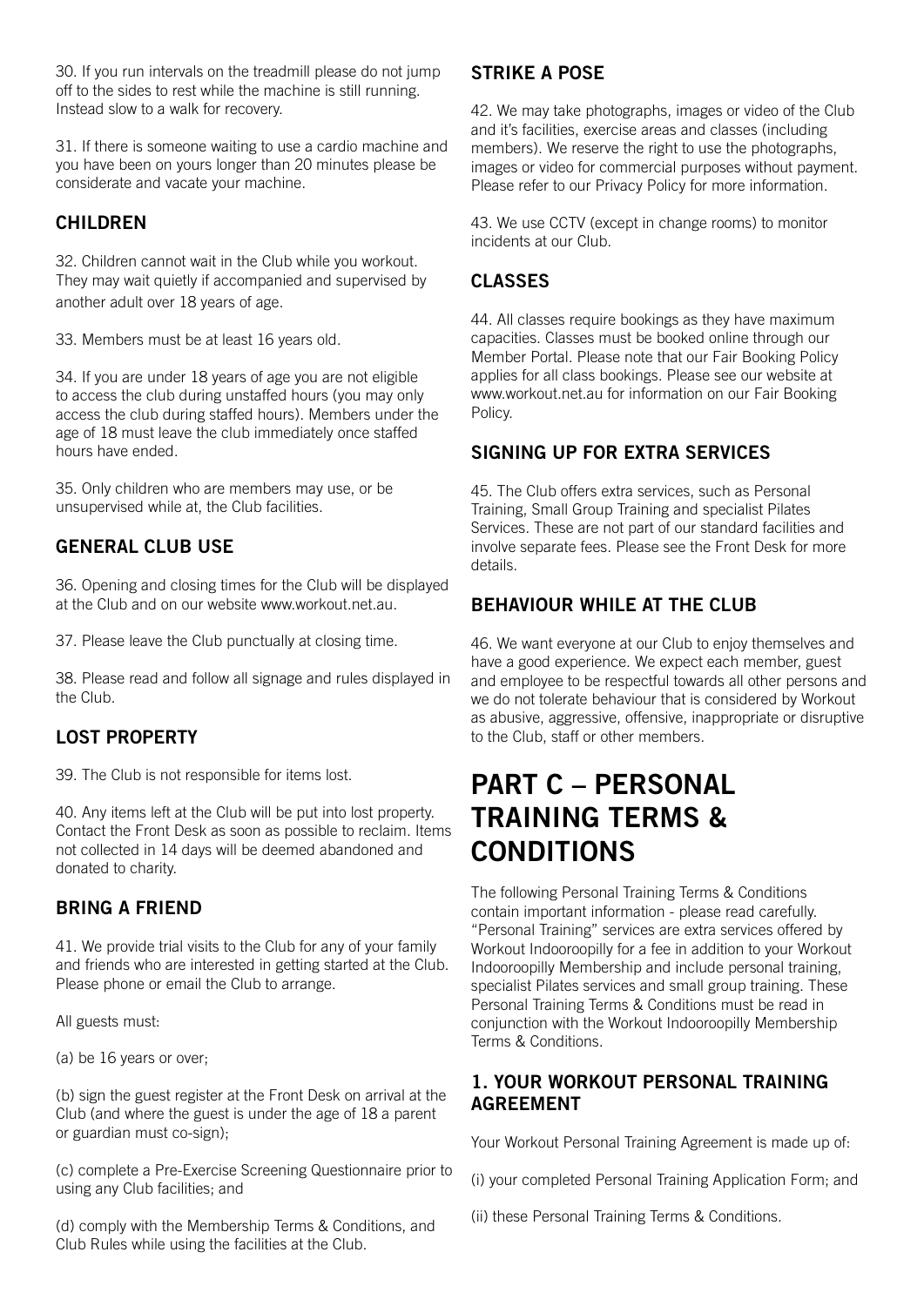30. If you run intervals on the treadmill please do not jump off to the sides to rest while the machine is still running. Instead slow to a walk for recovery.

31. If there is someone waiting to use a cardio machine and you have been on yours longer than 20 minutes please be considerate and vacate your machine.

### CHILDREN

32. Children cannot wait in the Club while you workout. They may wait quietly if accompanied and supervised by another adult over 18 years of age.

33. Members must be at least 16 years old.

34. If you are under 18 years of age you are not eligible to access the club during unstaffed hours (you may only access the club during staffed hours). Members under the age of 18 must leave the club immediately once staffed hours have ended.

35. Only children who are members may use, or be unsupervised while at, the Club facilities.

### GENERAL CLUB USE

36. Opening and closing times for the Club will be displayed at the Club and on our website www.workout.net.au.

37. Please leave the Club punctually at closing time.

38. Please read and follow all signage and rules displayed in the Club.

### LOST PROPERTY

39. The Club is not responsible for items lost.

40. Any items left at the Club will be put into lost property. Contact the Front Desk as soon as possible to reclaim. Items not collected in 14 days will be deemed abandoned and donated to charity.

### BRING A FRIEND

41. We provide trial visits to the Club for any of your family and friends who are interested in getting started at the Club. Please phone or email the Club to arrange.

All guests must:

(a) be 16 years or over;

(b) sign the guest register at the Front Desk on arrival at the Club (and where the guest is under the age of 18 a parent or guardian must co-sign);

(c) complete a Pre-Exercise Screening Questionnaire prior to using any Club facilities; and

(d) comply with the Membership Terms & Conditions, and Club Rules while using the facilities at the Club.

### STRIKE A POSE

42. We may take photographs, images or video of the Club and it's facilities, exercise areas and classes (including members). We reserve the right to use the photographs, images or video for commercial purposes without payment. Please refer to our Privacy Policy for more information.

43. We use CCTV (except in change rooms) to monitor incidents at our Club.

### CLASSES

44. All classes require bookings as they have maximum capacities. Classes must be booked online through our Member Portal. Please note that our Fair Booking Policy applies for all class bookings. Please see our website at www.workout.net.au for information on our Fair Booking Policy.

### SIGNING UP FOR EXTRA SERVICES

45. The Club offers extra services, such as Personal Training, Small Group Training and specialist Pilates Services. These are not part of our standard facilities and involve separate fees. Please see the Front Desk for more details.

### BEHAVIOUR WHILE AT THE CLUB

46. We want everyone at our Club to enjoy themselves and have a good experience. We expect each member, guest and employee to be respectful towards all other persons and we do not tolerate behaviour that is considered by Workout as abusive, aggressive, offensive, inappropriate or disruptive to the Club, staff or other members.

# PART C – PERSONAL TRAINING TERMS & CONDITIONS

The following Personal Training Terms & Conditions contain important information - please read carefully. "Personal Training" services are extra services offered by Workout Indooroopilly for a fee in addition to your Workout Indooroopilly Membership and include personal training, specialist Pilates services and small group training. These Personal Training Terms & Conditions must be read in conjunction with the Workout Indooroopilly Membership Terms & Conditions.

### 1. YOUR WORKOUT PERSONAL TRAINING AGREEMENT

Your Workout Personal Training Agreement is made up of:

(i) your completed Personal Training Application Form; and

(ii) these Personal Training Terms & Conditions.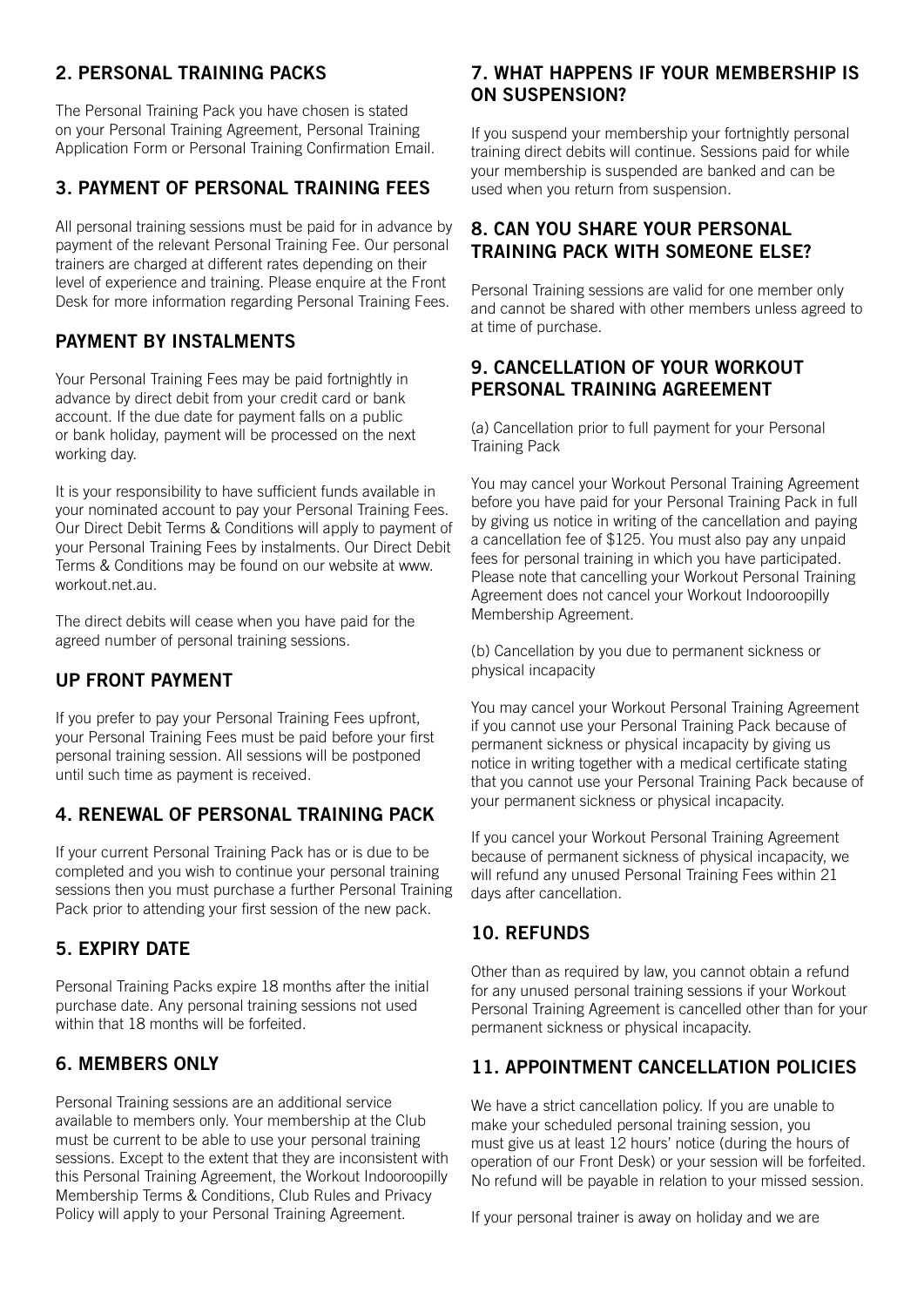## 2. PERSONAL TRAINING PACKS

The Personal Training Pack you have chosen is stated on your Personal Training Agreement, Personal Training Application Form or Personal Training Confirmation Email.

## 3. PAYMENT OF PERSONAL TRAINING FEES

All personal training sessions must be paid for in advance by payment of the relevant Personal Training Fee. Our personal trainers are charged at different rates depending on their level of experience and training. Please enquire at the Front Desk for more information regarding Personal Training Fees.

## PAYMENT BY INSTALMENTS

Your Personal Training Fees may be paid fortnightly in advance by direct debit from your credit card or bank account. If the due date for payment falls on a public or bank holiday, payment will be processed on the next working day.

It is your responsibility to have sufficient funds available in your nominated account to pay your Personal Training Fees. Our Direct Debit Terms & Conditions will apply to payment of your Personal Training Fees by instalments. Our Direct Debit Terms & Conditions may be found on our website at www.workout.net.au.

The direct debits will cease when you have paid for the agreed number of personal training sessions.

## UP FRONT PAYMENT

If you prefer to pay your Personal Training Fees upfront, your Personal Training Fees must be paid before your first personal training session. All sessions will be postponed until such time as payment is received.

## 4. RENEWAL OF PERSONAL TRAINING PACK

If your current Personal Training Pack has or is due to be completed and you wish to continue your personal training sessions then you must purchase a further Personal Training Pack prior to attending your first session of the new pack.

## 5. EXPIRY DATE

Personal Training Packs expire 18 months after the initial purchase date. Any personal training sessions not used within that 18 months will be forfeited.

## 6. MEMBERS ONLY

Personal Training sessions are an additional service available to members only. Your membership at the Club must be current to be able to use your personal training sessions. Except to the extent that they are inconsistent with this Personal Training Agreement, the Workout Indooroopilly Membership Terms & Conditions, Club Rules and Privacy Policy will apply to your Personal Training Agreement.

## 7. WHAT HAPPENS IF YOUR MEMBERSHIP IS ON SUSPENSION?

If you suspend your membership your fortnightly personal training direct debits will continue. Sessions paid for while your membership is suspended are banked and can be used when you return from suspension.

## 8. CAN YOU SHARE YOUR PERSONAL TRAINING PACK WITH SOMEONE ELSE?

Personal Training sessions are valid for one member only and cannot be shared with other members unless agreed to at time of purchase.

## 9. CANCELLATION OF YOUR WORKOUT PERSONAL TRAINING AGREEMENT

(a) Cancellation prior to full payment for your Personal Training Pack

You may cancel your Workout Personal Training Agreement before you have paid for your Personal Training Pack in full by giving us notice in writing of the cancellation and paying a cancellation fee of $125. You must also pay any unpaid fees for personal training in which you have participated. Please note that cancelling your Workout Personal Training Agreement does not cancel your Workout Indooroopilly Membership Agreement.

(b) Cancellation by you due to permanent sickness or physical incapacity

You may cancel your Workout Personal Training Agreement if you cannot use your Personal Training Pack because of permanent sickness or physical incapacity by giving us notice in writing together with a medical certificate stating that you cannot use your Personal Training Pack because of your permanent sickness or physical incapacity.

If you cancel your Workout Personal Training Agreement because of permanent sickness of physical incapacity, we will refund any unused Personal Training Fees within 21 days after cancellation.

## 10. REFUNDS

Other than as required by law, you cannot obtain a refund for any unused personal training sessions if your Workout Personal Training Agreement is cancelled other than for your permanent sickness or physical incapacity.

## 11. APPOINTMENT CANCELLATION POLICIES

We have a strict cancellation policy. If you are unable to make your scheduled personal training session, you must give us at least 12 hours' notice (during the hours of operation of our Front Desk) or your session will be forfeited. No refund will be payable in relation to your missed session.

If your personal trainer is away on holiday and we are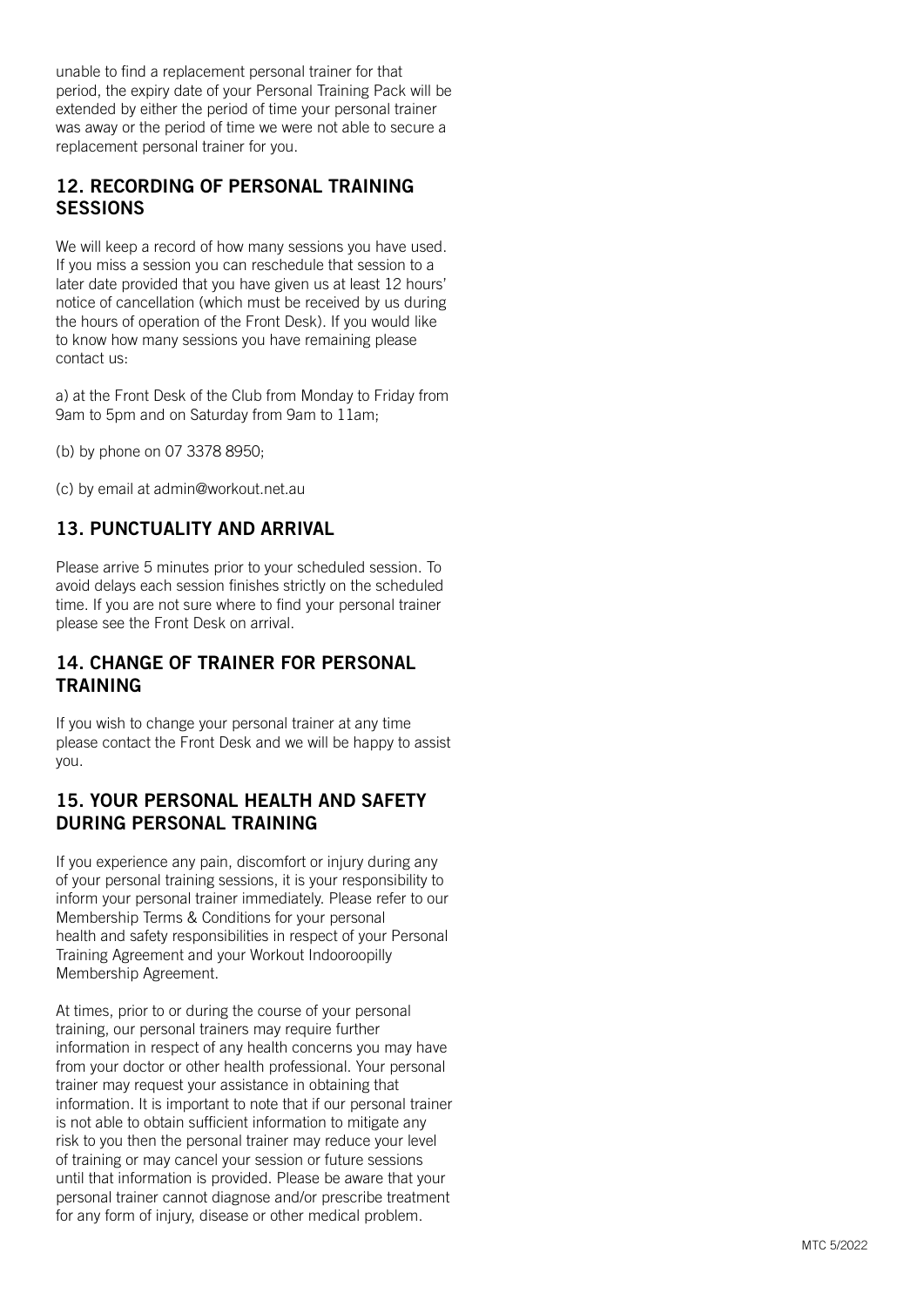unable to find a replacement personal trainer for that period, the expiry date of your Personal Training Pack will be extended by either the period of time your personal trainer was away or the period of time we were not able to secure a replacement personal trainer for you.

## 12. RECORDING OF PERSONAL TRAINING SESSIONS

We will keep a record of how many sessions you have used. If you miss a session you can reschedule that session to a later date provided that you have given us at least 12 hours' notice of cancellation (which must be received by us during the hours of operation of the Front Desk). If you would like to know how many sessions you have remaining please contact us:

a) at the Front Desk of the Club from Monday to Friday from 9am to 5pm and on Saturday from 9am to 11am;

(b) by phone on 07 3378 8950;

(c) by email at admin@workout.net.au

## 13. PUNCTUALITY AND ARRIVAL

Please arrive 5 minutes prior to your scheduled session. To avoid delays each session finishes strictly on the scheduled time. If you are not sure where to find your personal trainer please see the Front Desk on arrival.

## 14. CHANGE OF TRAINER FOR PERSONAL TRAINING

If you wish to change your personal trainer at any time please contact the Front Desk and we will be happy to assist you.

## 15. YOUR PERSONAL HEALTH AND SAFETY DURING PERSONAL TRAINING

If you experience any pain, discomfort or injury during any of your personal training sessions, it is your responsibility to inform your personal trainer immediately. Please refer to our Membership Terms & Conditions for your personal health and safety responsibilities in respect of your Personal Training Agreement and your Workout Indooroopilly Membership Agreement.

At times, prior to or during the course of your personal training, our personal trainers may require further information in respect of any health concerns you may have from your doctor or other health professional. Your personal trainer may request your assistance in obtaining that information. It is important to note that if our personal trainer is not able to obtain sufficient information to mitigate any risk to you then the personal trainer may reduce your level of training or may cancel your session or future sessions until that information is provided. Please be aware that your personal trainer cannot diagnose and/or prescribe treatment for any form of injury, disease or other medical problem.

MTC 5/2022